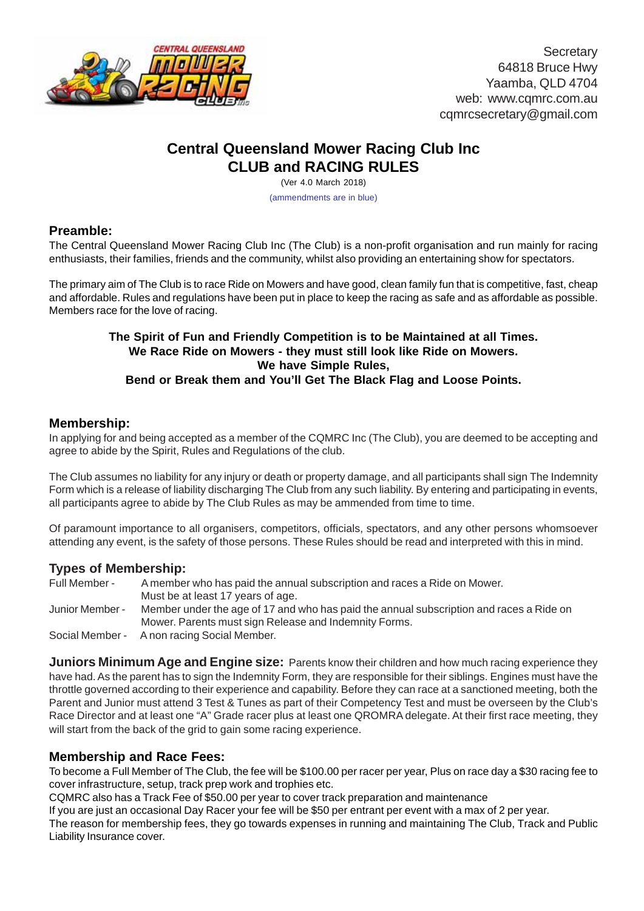Secretary
64818 Bruce Hwy
Yaamba, QLD 4704
web: www.cqmrc.com.au
cqmrcsecretary@gmail.com

# Central Queensland Mower Racing Club Inc
# CLUB and RACING RULES

(Ver 4.0 March 2018)

(ammendments are in blue)

## Preamble:

The Central Queensland Mower Racing Club Inc (The Club) is a non-profit organisation and run mainly for racing enthusiasts, their families, friends and the community, whilst also providing an entertaining show for spectators.

The primary aim of The Club is to race Ride on Mowers and have good, clean family fun that is competitive, fast, cheap and affordable. Rules and regulations have been put in place to keep the racing as safe and as affordable as possible. Members race for the love of racing.

**The Spirit of Fun and Friendly Competition is to be Maintained at all Times.**
**We Race Ride on Mowers - they must still look like Ride on Mowers.**
**We have Simple Rules,**
**Bend or Break them and You'll Get The Black Flag and Loose Points.**

## Membership:

In applying for and being accepted as a member of the CQMRC Inc (The Club), you are deemed to be accepting and agree to abide by the Spirit, Rules and Regulations of the club.

The Club assumes no liability for any injury or death or property damage, and all participants shall sign The Indemnity Form which is a release of liability discharging The Club from any such liability. By entering and participating in events, all participants agree to abide by The Club Rules as may be ammended from time to time.

Of paramount importance to all organisers, competitors, officials, spectators, and any other persons whomsoever attending any event, is the safety of those persons. These Rules should be read and interpreted with this in mind.

## Types of Membership:

Full Member - A member who has paid the annual subscription and races a Ride on Mower. Must be at least 17 years of age.

Junior Member - Member under the age of 17 and who has paid the annual subscription and races a Ride on Mower. Parents must sign Release and Indemnity Forms.

Social Member - A non racing Social Member.

**Juniors Minimum Age and Engine size:** Parents know their children and how much racing experience they have had. As the parent has to sign the Indemnity Form, they are responsible for their siblings. Engines must have the throttle governed according to their experience and capability. Before they can race at a sanctioned meeting, both the Parent and Junior must attend 3 Test & Tunes as part of their Competency Test and must be overseen by the Club's Race Director and at least one "A" Grade racer plus at least one QROMRA delegate. At their first race meeting, they will start from the back of the grid to gain some racing experience.

## Membership and Race Fees:

To become a Full Member of The Club, the fee will be $100.00 per racer per year, Plus on race day a $30 racing fee to cover infrastructure, setup, track prep work and trophies etc.

CQMRC also has a Track Fee of $50.00 per year to cover track preparation and maintenance

If you are just an occasional Day Racer your fee will be $50 per entrant per event with a max of 2 per year.

The reason for membership fees, they go towards expenses in running and maintaining The Club, Track and Public Liability Insurance cover.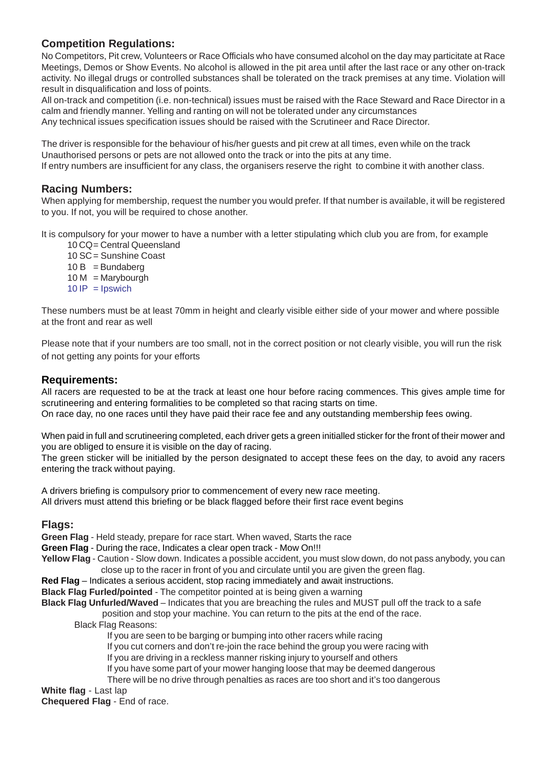## Competition Regulations:

No Competitors, Pit crew, Volunteers or Race Officials who have consumed alcohol on the day may particitate at Race Meetings, Demos or Show Events. No alcohol is allowed in the pit area until after the last race or any other on-track activity. No illegal drugs or controlled substances shall be tolerated on the track premises at any time. Violation will result in disqualification and loss of points.

All on-track and competition (i.e. non-technical) issues must be raised with the Race Steward and Race Director in a calm and friendly manner. Yelling and ranting on will not be tolerated under any circumstances

Any technical issues specification issues should be raised with the Scrutineer and Race Director.

The driver is responsible for the behaviour of his/her guests and pit crew at all times, even while on the track

Unauthorised persons or pets are not allowed onto the track or into the pits at any time.

If entry numbers are insufficient for any class, the organisers reserve the right to combine it with another class.

## Racing Numbers:

When applying for membership, request the number you would prefer. If that number is available, it will be registered to you. If not, you will be required to chose another.

It is compulsory for your mower to have a number with a letter stipulating which club you are from, for example

- 10 CQ = Central Queensland
- 10 SC = Sunshine Coast
- 10 B = Bundaberg
- 10 M = Marybourgh
- 10 IP = Ipswich

These numbers must be at least 70mm in height and clearly visible either side of your mower and where possible at the front and rear as well

Please note that if your numbers are too small, not in the correct position or not clearly visible, you will run the risk of not getting any points for your efforts

## Requirements:

All racers are requested to be at the track at least one hour before racing commences. This gives ample time for scrutineering and entering formalities to be completed so that racing starts on time.

On race day, no one races until they have paid their race fee and any outstanding membership fees owing.

When paid in full and scrutineering completed, each driver gets a green initialled sticker for the front of their mower and you are obliged to ensure it is visible on the day of racing.

The green sticker will be initialled by the person designated to accept these fees on the day, to avoid any racers entering the track without paying.

A drivers briefing is compulsory prior to commencement of every new race meeting.

All drivers must attend this briefing or be black flagged before their first race event begins

## Flags:

**Green Flag** - Held steady, prepare for race start. When waved, Starts the race

**Green Flag** - During the race, Indicates a clear open track - Mow On!!!

**Yellow Flag** - Caution - Slow down. Indicates a possible accident, you must slow down, do not pass anybody, you can close up to the racer in front of you and circulate until you are given the green flag.

**Red Flag** – Indicates a serious accident, stop racing immediately and await instructions.

**Black Flag Furled/pointed** - The competitor pointed at is being given a warning

**Black Flag Unfurled/Waved** – Indicates that you are breaching the rules and MUST pull off the track to a safe position and stop your machine. You can return to the pits at the end of the race.

Black Flag Reasons:

- If you are seen to be barging or bumping into other racers while racing
- If you cut corners and don't re-join the race behind the group you were racing with
- If you are driving in a reckless manner risking injury to yourself and others
- If you have some part of your mower hanging loose that may be deemed dangerous
- There will be no drive through penalties as races are too short and it's too dangerous

**White flag** - Last lap

**Chequered Flag** - End of race.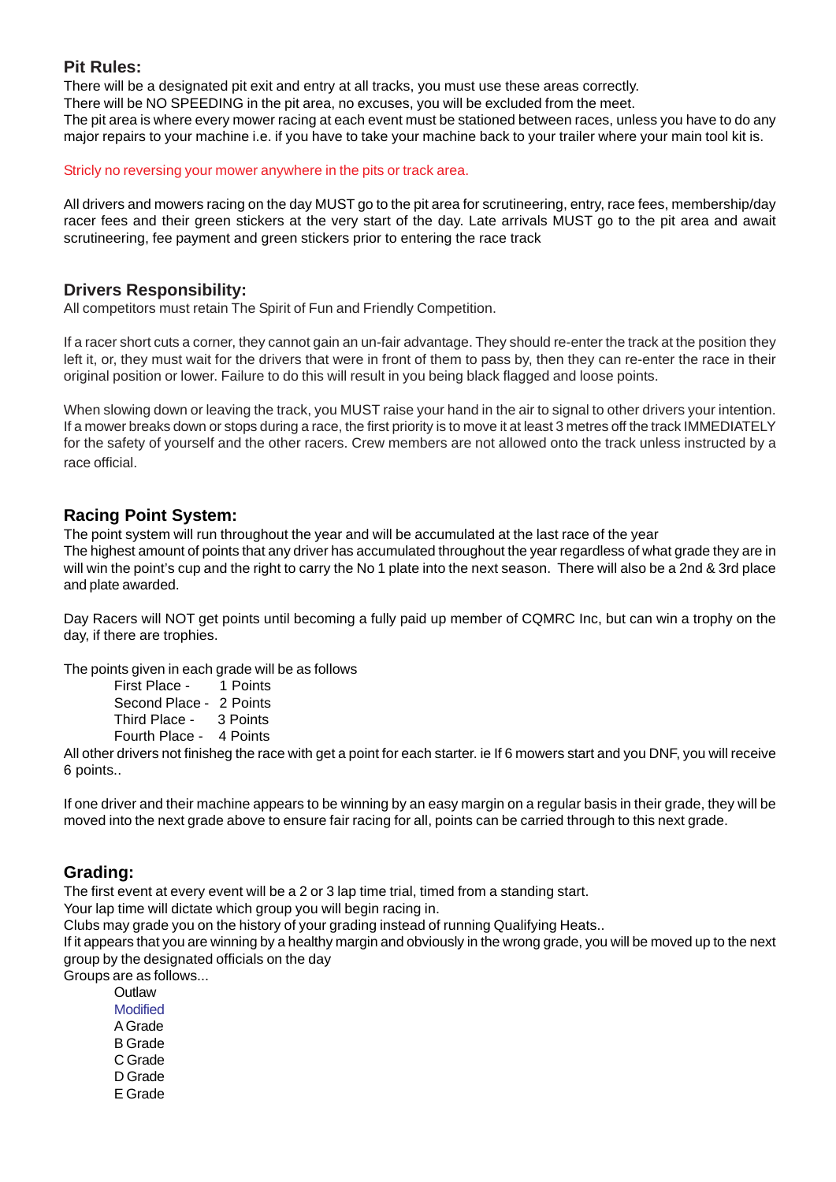## Pit Rules:

There will be a designated pit exit and entry at all tracks, you must use these areas correctly.
There will be NO SPEEDING in the pit area, no excuses, you will be excluded from the meet.
The pit area is where every mower racing at each event must be stationed between races, unless you have to do any major repairs to your machine i.e. if you have to take your machine back to your trailer where your main tool kit is.

Stricly no reversing your mower anywhere in the pits or track area.

All drivers and mowers racing on the day MUST go to the pit area for scrutineering, entry, race fees, membership/day racer fees and their green stickers at the very start of the day. Late arrivals MUST go to the pit area and await scrutineering, fee payment and green stickers prior to entering the race track

## Drivers Responsibility:

All competitors must retain The Spirit of Fun and Friendly Competition.

If a racer short cuts a corner, they cannot gain an un-fair advantage. They should re-enter the track at the position they left it, or, they must wait for the drivers that were in front of them to pass by, then they can re-enter the race in their original position or lower. Failure to do this will result in you being black flagged and loose points.

When slowing down or leaving the track, you MUST raise your hand in the air to signal to other drivers your intention. If a mower breaks down or stops during a race, the first priority is to move it at least 3 metres off the track IMMEDIATELY for the safety of yourself and the other racers. Crew members are not allowed onto the track unless instructed by a race official.

## Racing Point System:

The point system will run throughout the year and will be accumulated at the last race of the year
The highest amount of points that any driver has accumulated throughout the year regardless of what grade they are in will win the point's cup and the right to carry the No 1 plate into the next season. There will also be a 2nd & 3rd place and plate awarded.

Day Racers will NOT get points until becoming a fully paid up member of CQMRC Inc, but can win a trophy on the day, if there are trophies.

The points given in each grade will be as follows

- First Place - 1 Points
- Second Place - 2 Points
- Third Place - 3 Points
- Fourth Place - 4 Points

All other drivers not finisheg the race with get a point for each starter. ie If 6 mowers start and you DNF, you will receive 6 points..

If one driver and their machine appears to be winning by an easy margin on a regular basis in their grade, they will be moved into the next grade above to ensure fair racing for all, points can be carried through to this next grade.

## Grading:

The first event at every event will be a 2 or 3 lap time trial, timed from a standing start.
Your lap time will dictate which group you will begin racing in.
Clubs may grade you on the history of your grading instead of running Qualifying Heats..
If it appears that you are winning by a healthy margin and obviously in the wrong grade, you will be moved up to the next group by the designated officials on the day
Groups are as follows...

- Outlaw
- Modified
- A Grade
- B Grade
- C Grade
- D Grade
- E Grade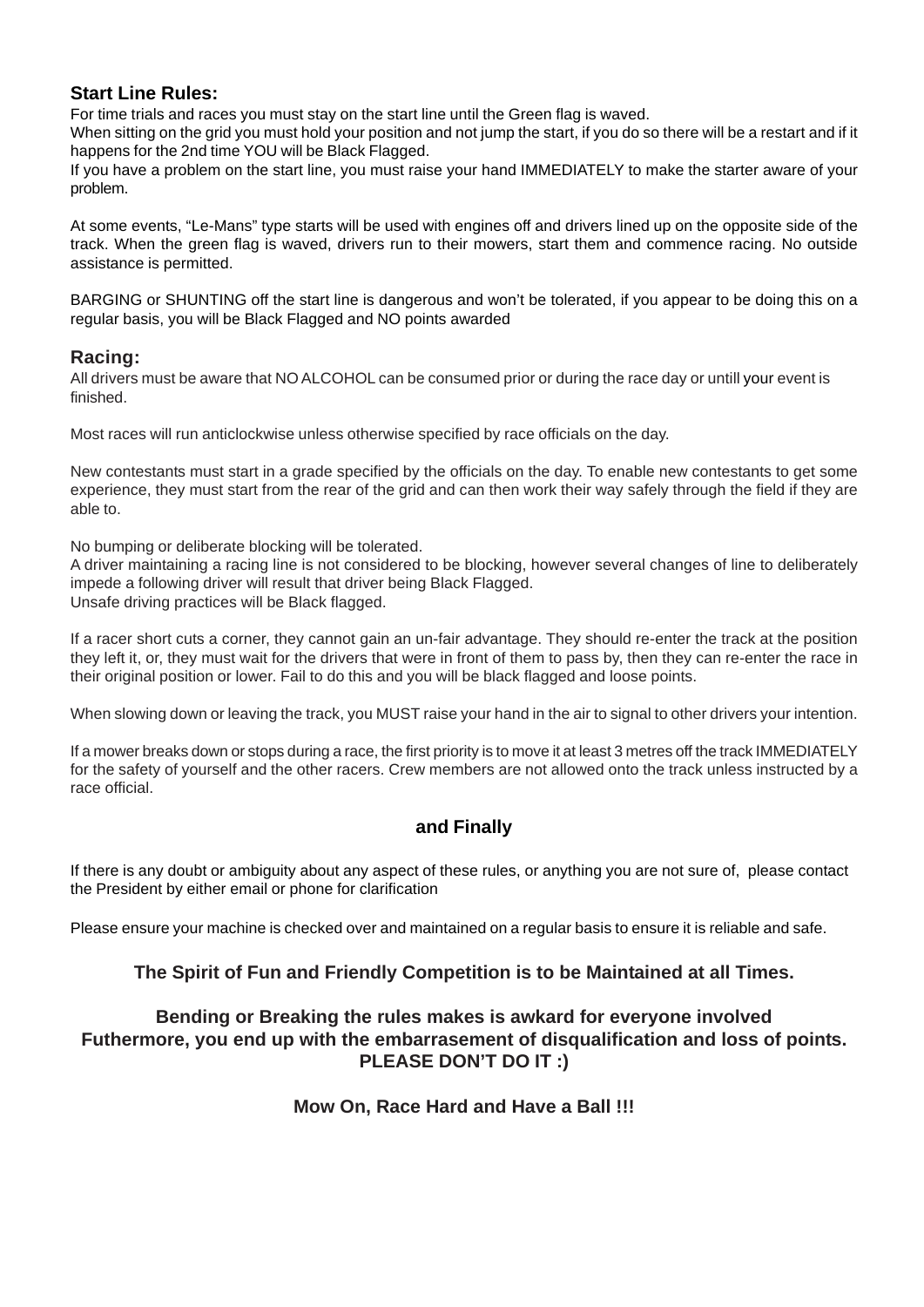### Start Line Rules:

For time trials and races you must stay on the start line until the Green flag is waved.
When sitting on the grid you must hold your position and not jump the start, if you do so there will be a restart and if it happens for the 2nd time YOU will be Black Flagged.
If you have a problem on the start line, you must raise your hand IMMEDIATELY to make the starter aware of your problem.

At some events, "Le-Mans" type starts will be used with engines off and drivers lined up on the opposite side of the track. When the green flag is waved, drivers run to their mowers, start them and commence racing. No outside assistance is permitted.

BARGING or SHUNTING off the start line is dangerous and won't be tolerated, if you appear to be doing this on a regular basis, you will be Black Flagged and NO points awarded

### Racing:

All drivers must be aware that NO ALCOHOL can be consumed prior or during the race day or untill your event is finished.

Most races will run anticlockwise unless otherwise specified by race officials on the day.

New contestants must start in a grade specified by the officials on the day. To enable new contestants to get some experience, they must start from the rear of the grid and can then work their way safely through the field if they are able to.

No bumping or deliberate blocking will be tolerated.
A driver maintaining a racing line is not considered to be blocking, however several changes of line to deliberately impede a following driver will result that driver being Black Flagged.
Unsafe driving practices will be Black flagged.

If a racer short cuts a corner, they cannot gain an un-fair advantage. They should re-enter the track at the position they left it, or, they must wait for the drivers that were in front of them to pass by, then they can re-enter the race in their original position or lower. Fail to do this and you will be black flagged and loose points.

When slowing down or leaving the track, you MUST raise your hand in the air to signal to other drivers your intention.

If a mower breaks down or stops during a race, the first priority is to move it at least 3 metres off the track IMMEDIATELY for the safety of yourself and the other racers. Crew members are not allowed onto the track unless instructed by a race official.

### and Finally

If there is any doubt or ambiguity about any aspect of these rules, or anything you are not sure of, please contact the President by either email or phone for clarification

Please ensure your machine is checked over and maintained on a regular basis to ensure it is reliable and safe.

**The Spirit of Fun and Friendly Competition is to be Maintained at all Times.**

**Bending or Breaking the rules makes is awkard for everyone involved**
**Futhermore, you end up with the embarrasement of disqualification and loss of points.**
**PLEASE DON'T DO IT :)**

**Mow On, Race Hard and Have a Ball !!!**